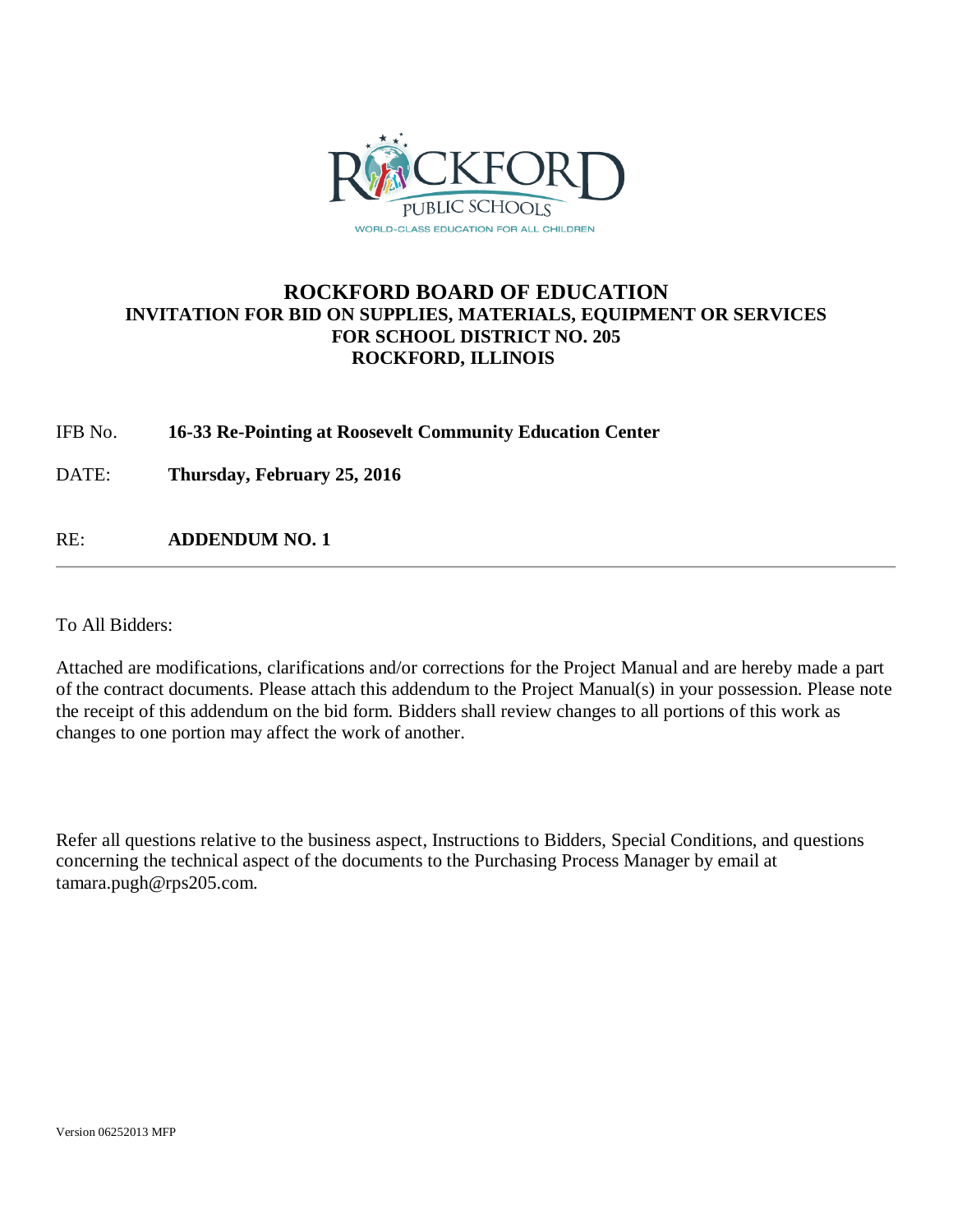# ROCKFORD BOARD OF EDUCATION

## INVITATION FOR BID ON SUPPLIES, MATERIALS, EQUIPMENT OR SERVICES FOR SCHOOL DISTRICT NO. 205 ROCKFORD, ILLINOIS

IFB No. **16-33 Re-Pointing at Roosevelt Community Education Center**

DATE: **Thursday, February 25, 2016**

RE: **ADDENDUM NO. 1**

---

To All Bidders:

Attached are modifications, clarifications and/or corrections for the Project Manual and are hereby made a part of the contract documents. Please attach this addendum to the Project Manual(s) in your possession. Please note the receipt of this addendum on the bid form. Bidders shall review changes to all portions of this work as changes to one portion may affect the work of another.

Refer all questions relative to the business aspect, Instructions to Bidders, Special Conditions, and questions concerning the technical aspect of the documents to the Purchasing Process Manager by email at tamara.pugh@rps205.com.

Version 06252013 MFP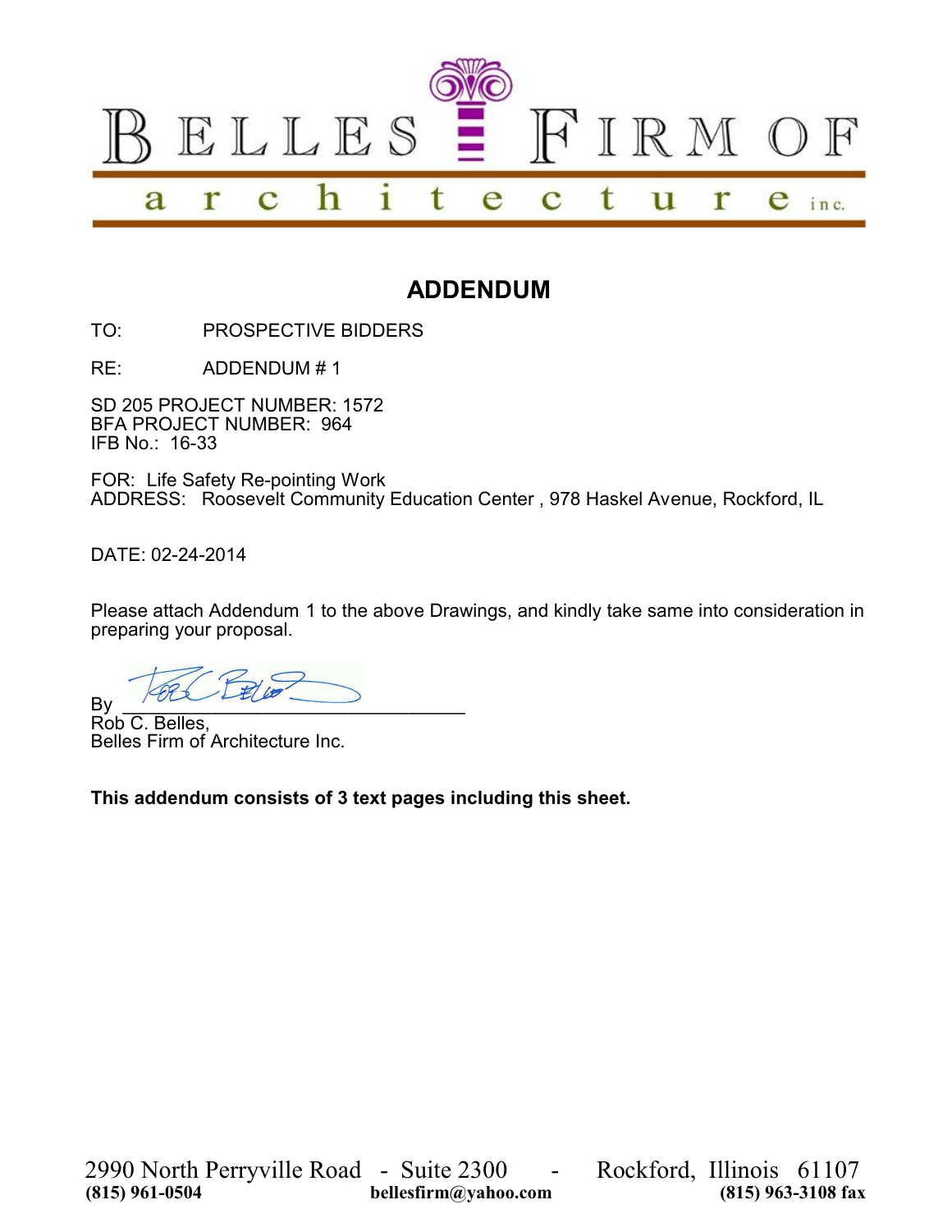# BELLES FIRM OF architecture inc.

## ADDENDUM

TO: PROSPECTIVE BIDDERS

RE: ADDENDUM # 1

SD 205 PROJECT NUMBER: 1572
BFA PROJECT NUMBER: 964
IFB No.: 16-33

FOR: Life Safety Re-pointing Work
ADDRESS: Roosevelt Community Education Center , 978 Haskel Avenue, Rockford, IL

DATE: 02-24-2014

Please attach Addendum 1 to the above Drawings, and kindly take same into consideration in preparing your proposal.

By ________________________________
Rob C. Belles,
Belles Firm of Architecture Inc.

**This addendum consists of 3 text pages including this sheet.**

2990 North Perryville Road - Suite 2300 - Rockford, Illinois 61107
**(815) 961-0504** **bellesfirm@yahoo.com** **(815) 963-3108 fax**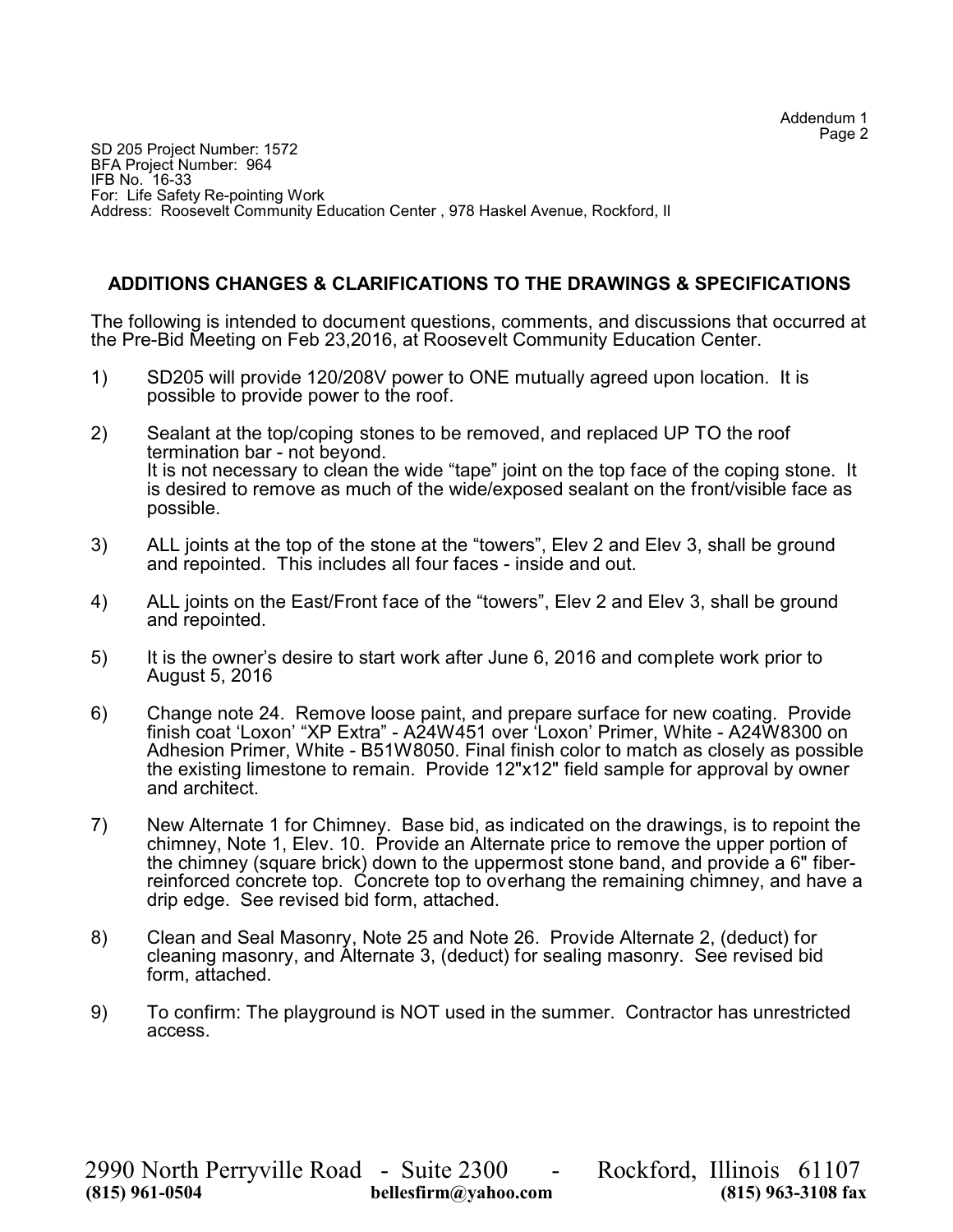SD 205 Project Number: 1572
BFA Project Number: 964
IFB No. 16-33
For: Life Safety Re-pointing Work
Address: Roosevelt Community Education Center , 978 Haskel Avenue, Rockford, Il

## ADDITIONS CHANGES & CLARIFICATIONS TO THE DRAWINGS & SPECIFICATIONS

The following is intended to document questions, comments, and discussions that occurred at the Pre-Bid Meeting on Feb 23,2016, at Roosevelt Community Education Center.

1) SD205 will provide 120/208V power to ONE mutually agreed upon location. It is possible to provide power to the roof.

2) Sealant at the top/coping stones to be removed, and replaced UP TO the roof termination bar - not beyond.
   It is not necessary to clean the wide "tape" joint on the top face of the coping stone. It is desired to remove as much of the wide/exposed sealant on the front/visible face as possible.

3) ALL joints at the top of the stone at the "towers", Elev 2 and Elev 3, shall be ground and repointed. This includes all four faces - inside and out.

4) ALL joints on the East/Front face of the "towers", Elev 2 and Elev 3, shall be ground and repointed.

5) It is the owner's desire to start work after June 6, 2016 and complete work prior to August 5, 2016

6) Change note 24. Remove loose paint, and prepare surface for new coating. Provide finish coat 'Loxon' "XP Extra" - A24W451 over 'Loxon' Primer, White - A24W8300 on Adhesion Primer, White - B51W8050. Final finish color to match as closely as possible the existing limestone to remain. Provide 12"x12" field sample for approval by owner and architect.

7) New Alternate 1 for Chimney. Base bid, as indicated on the drawings, is to repoint the chimney, Note 1, Elev. 10. Provide an Alternate price to remove the upper portion of the chimney (square brick) down to the uppermost stone band, and provide a 6" fiber-reinforced concrete top. Concrete top to overhang the remaining chimney, and have a drip edge. See revised bid form, attached.

8) Clean and Seal Masonry, Note 25 and Note 26. Provide Alternate 2, (deduct) for cleaning masonry, and Alternate 3, (deduct) for sealing masonry. See revised bid form, attached.

9) To confirm: The playground is NOT used in the summer. Contractor has unrestricted access.

2990 North Perryville Road - Suite 2300 - Rockford, Illinois 61107
**(815) 961-0504** **bellesfirm@yahoo.com** **(815) 963-3108 fax**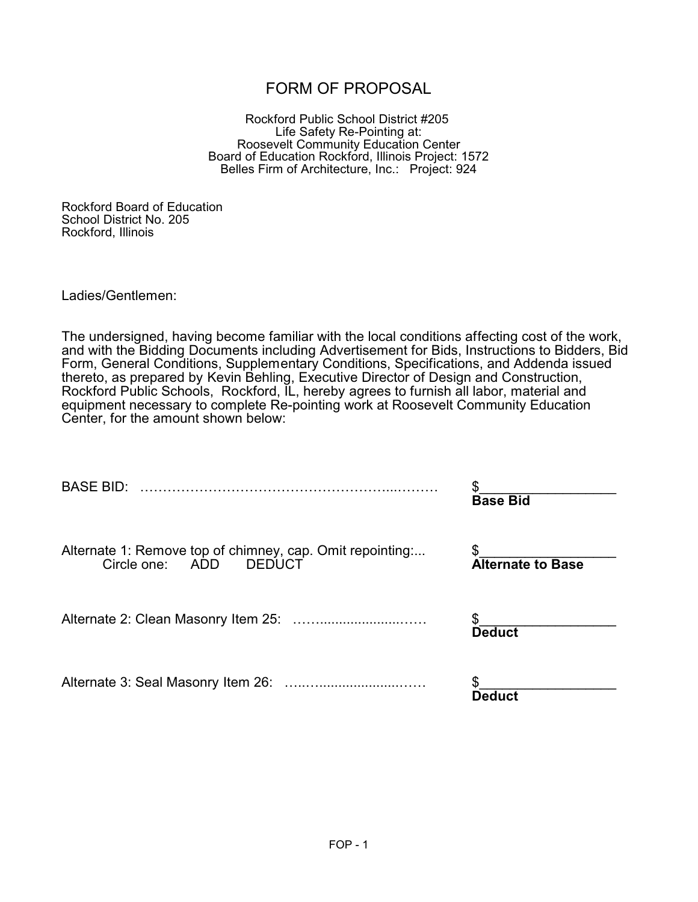# FORM OF PROPOSAL

Rockford Public School District #205
Life Safety Re-Pointing at:
Roosevelt Community Education Center
Board of Education Rockford, Illinois Project: 1572
Belles Firm of Architecture, Inc.: Project: 924

Rockford Board of Education
School District No. 205
Rockford, Illinois

Ladies/Gentlemen:

The undersigned, having become familiar with the local conditions affecting cost of the work, and with the Bidding Documents including Advertisement for Bids, Instructions to Bidders, Bid Form, General Conditions, Supplementary Conditions, Specifications, and Addenda issued thereto, as prepared by Kevin Behling, Executive Director of Design and Construction, Rockford Public Schools, Rockford, IL, hereby agrees to furnish all labor, material and equipment necessary to complete Re-pointing work at Roosevelt Community Education Center, for the amount shown below:

BASE BID: ………………………………………………...……… $__________________
**Base Bid**

Alternate 1: Remove top of chimney, cap. Omit repointing:... $__________________
Circle one: ADD DEDUCT
**Alternate to Base**

Alternate 2: Clean Masonry Item 25: ……........................…… $__________________
**Deduct**

Alternate 3: Seal Masonry Item 26: …..….........................…… $__________________
**Deduct**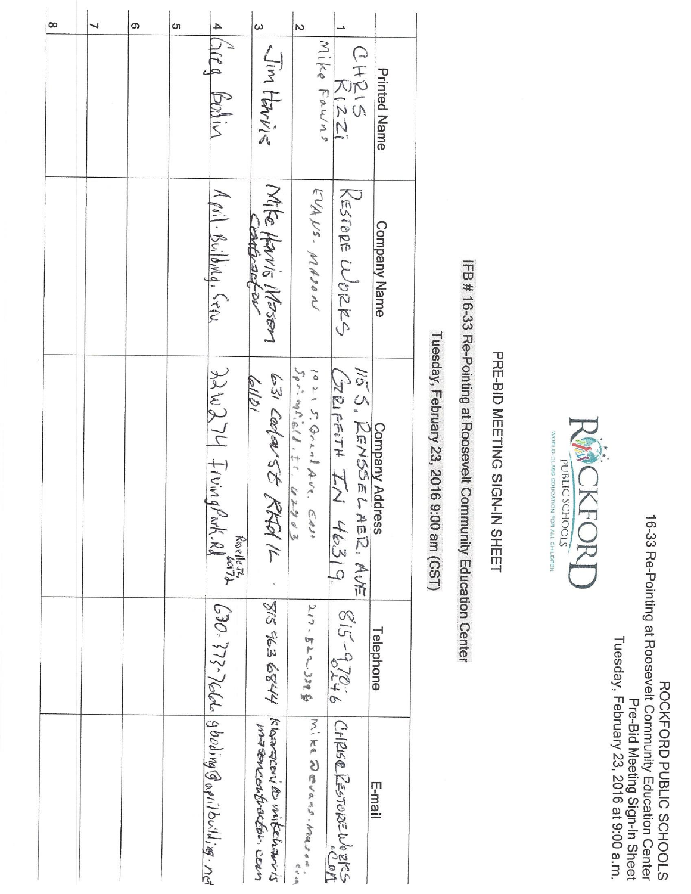ROCKFORD PUBLIC SCHOOLS
16-33 Re-Pointing at Roosevelt Community Education Center
Pre-Bid Meeting Sign-In Sheet
Tuesday, February 23, 2016 at 9:00 a.m.

ROCKFORD PUBLIC SCHOOLS
WORLD-CLASS EDUCATION FOR ALL CHILDREN

## PRE-BID MEETING SIGN-IN SHEET

**IFB # 16-33 Re-Pointing at Roosevelt Community Education Center**

Tuesday, February 23, 2016 9:00 am (CST)

| | Printed Name | Company Name | Company Address | Telephone | E-mail |
|---|---|---|---|---|---|
| 1 | CHRIS RIZZI | RESTORE WORKS | 115 S. RENSSELAER AVE GRIFFITH IN 46319 | 815-970-0246 | CHRIS@RESTOREWORKS.COM |
| 2 | Mike Evans | EVANS MASON | 1021 S. Grand Ave. East Springfield, IL 62703 | 217-522-3385 | mike@evans.mason.com |
| 3 | Jim Harris | Mike Harris Mason Contractor | 631 Cedar St Rkfd IL 61101 | 815 963 6844 | kharris@mikeharrismasoncontractor.com |
| 4 | Greg Boldin | Apil Building Serv. | 22W274 Irving Park Rd Roselle IL 60172 | 630-773-7666 | gboding@apilbuilding.net |
| 5 | | | | | |
| 6 | | | | | |
| 7 | | | | | |
| 8 | | | | | |